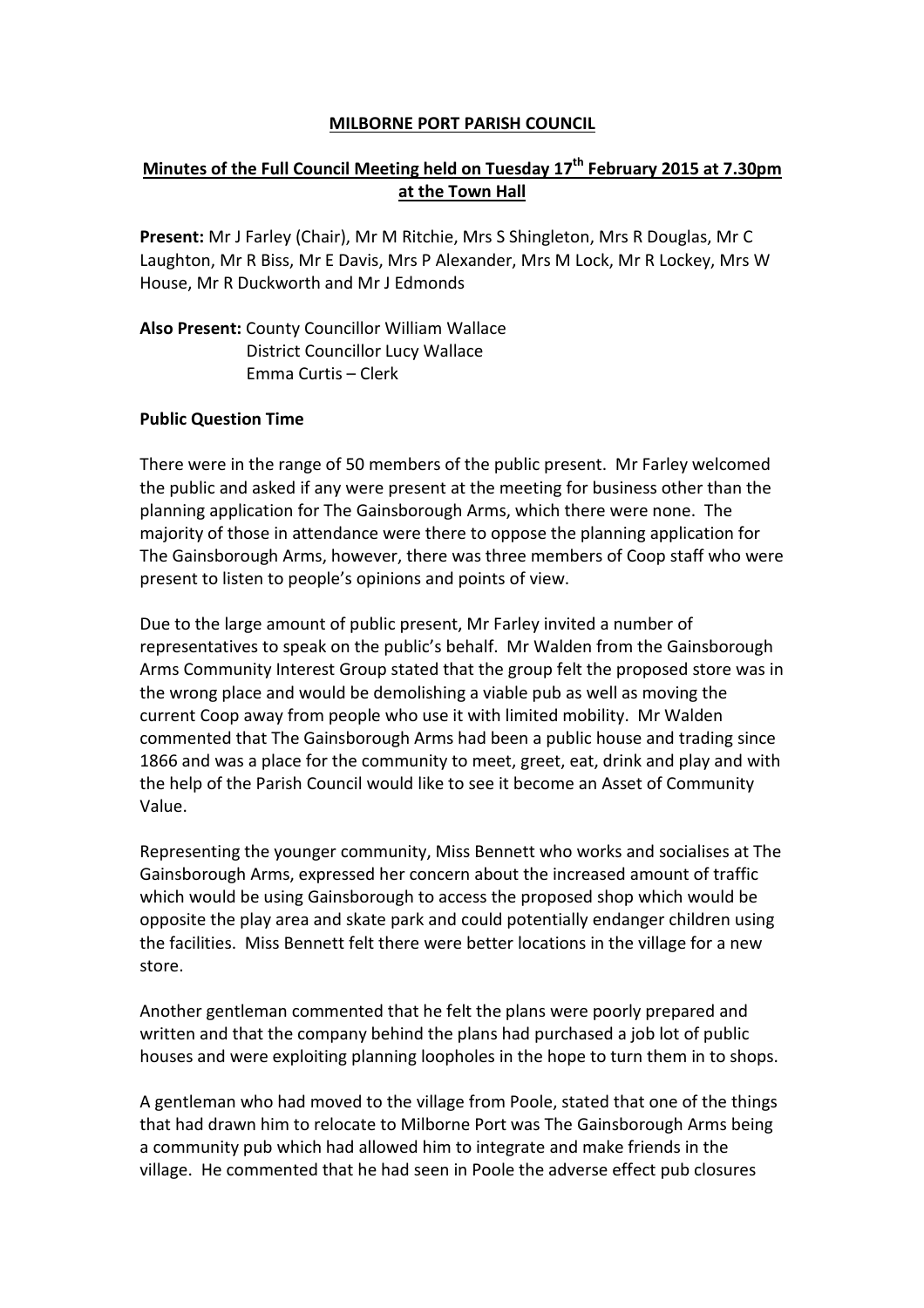**MILBORNE PORT PARISH COUNCIL**

**Minutes of the Full Council Meeting held on Tuesday 17th February 2015 at 7.30pm at the Town Hall**

**Present:** Mr J Farley (Chair), Mr M Ritchie, Mrs S Shingleton, Mrs R Douglas, Mr C Laughton, Mr R Biss, Mr E Davis, Mrs P Alexander, Mrs M Lock, Mr R Lockey, Mrs W House, Mr R Duckworth and Mr J Edmonds

**Also Present:** County Councillor William Wallace
District Councillor Lucy Wallace
Emma Curtis – Clerk

**Public Question Time**

There were in the range of 50 members of the public present. Mr Farley welcomed the public and asked if any were present at the meeting for business other than the planning application for The Gainsborough Arms, which there were none. The majority of those in attendance were there to oppose the planning application for The Gainsborough Arms, however, there was three members of Coop staff who were present to listen to people's opinions and points of view.

Due to the large amount of public present, Mr Farley invited a number of representatives to speak on the public's behalf. Mr Walden from the Gainsborough Arms Community Interest Group stated that the group felt the proposed store was in the wrong place and would be demolishing a viable pub as well as moving the current Coop away from people who use it with limited mobility. Mr Walden commented that The Gainsborough Arms had been a public house and trading since 1866 and was a place for the community to meet, greet, eat, drink and play and with the help of the Parish Council would like to see it become an Asset of Community Value.

Representing the younger community, Miss Bennett who works and socialises at The Gainsborough Arms, expressed her concern about the increased amount of traffic which would be using Gainsborough to access the proposed shop which would be opposite the play area and skate park and could potentially endanger children using the facilities. Miss Bennett felt there were better locations in the village for a new store.

Another gentleman commented that he felt the plans were poorly prepared and written and that the company behind the plans had purchased a job lot of public houses and were exploiting planning loopholes in the hope to turn them in to shops.

A gentleman who had moved to the village from Poole, stated that one of the things that had drawn him to relocate to Milborne Port was The Gainsborough Arms being a community pub which had allowed him to integrate and make friends in the village. He commented that he had seen in Poole the adverse effect pub closures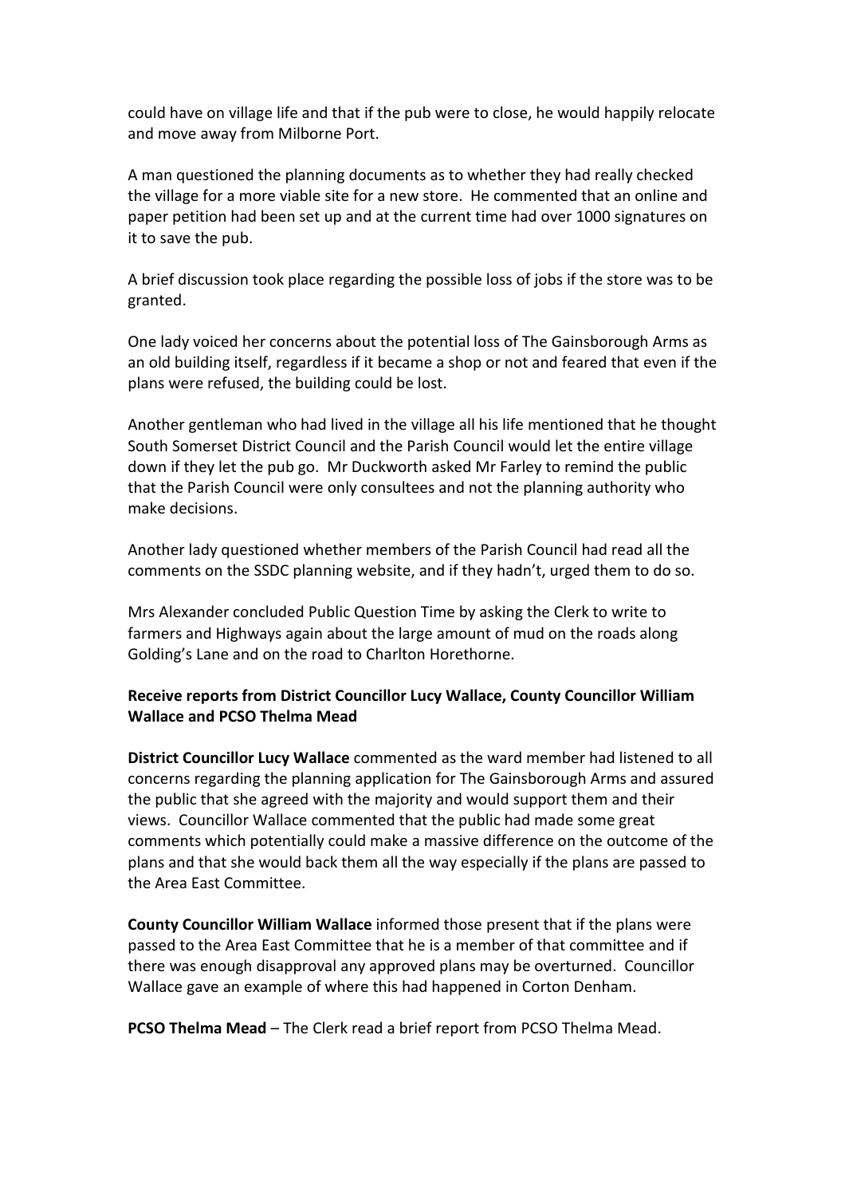could have on village life and that if the pub were to close, he would happily relocate and move away from Milborne Port.

A man questioned the planning documents as to whether they had really checked the village for a more viable site for a new store. He commented that an online and paper petition had been set up and at the current time had over 1000 signatures on it to save the pub.

A brief discussion took place regarding the possible loss of jobs if the store was to be granted.

One lady voiced her concerns about the potential loss of The Gainsborough Arms as an old building itself, regardless if it became a shop or not and feared that even if the plans were refused, the building could be lost.

Another gentleman who had lived in the village all his life mentioned that he thought South Somerset District Council and the Parish Council would let the entire village down if they let the pub go. Mr Duckworth asked Mr Farley to remind the public that the Parish Council were only consultees and not the planning authority who make decisions.

Another lady questioned whether members of the Parish Council had read all the comments on the SSDC planning website, and if they hadn't, urged them to do so.

Mrs Alexander concluded Public Question Time by asking the Clerk to write to farmers and Highways again about the large amount of mud on the roads along Golding's Lane and on the road to Charlton Horethorne.

**Receive reports from District Councillor Lucy Wallace, County Councillor William Wallace and PCSO Thelma Mead**

**District Councillor Lucy Wallace** commented as the ward member had listened to all concerns regarding the planning application for The Gainsborough Arms and assured the public that she agreed with the majority and would support them and their views. Councillor Wallace commented that the public had made some great comments which potentially could make a massive difference on the outcome of the plans and that she would back them all the way especially if the plans are passed to the Area East Committee.

**County Councillor William Wallace** informed those present that if the plans were passed to the Area East Committee that he is a member of that committee and if there was enough disapproval any approved plans may be overturned. Councillor Wallace gave an example of where this had happened in Corton Denham.

**PCSO Thelma Mead** – The Clerk read a brief report from PCSO Thelma Mead.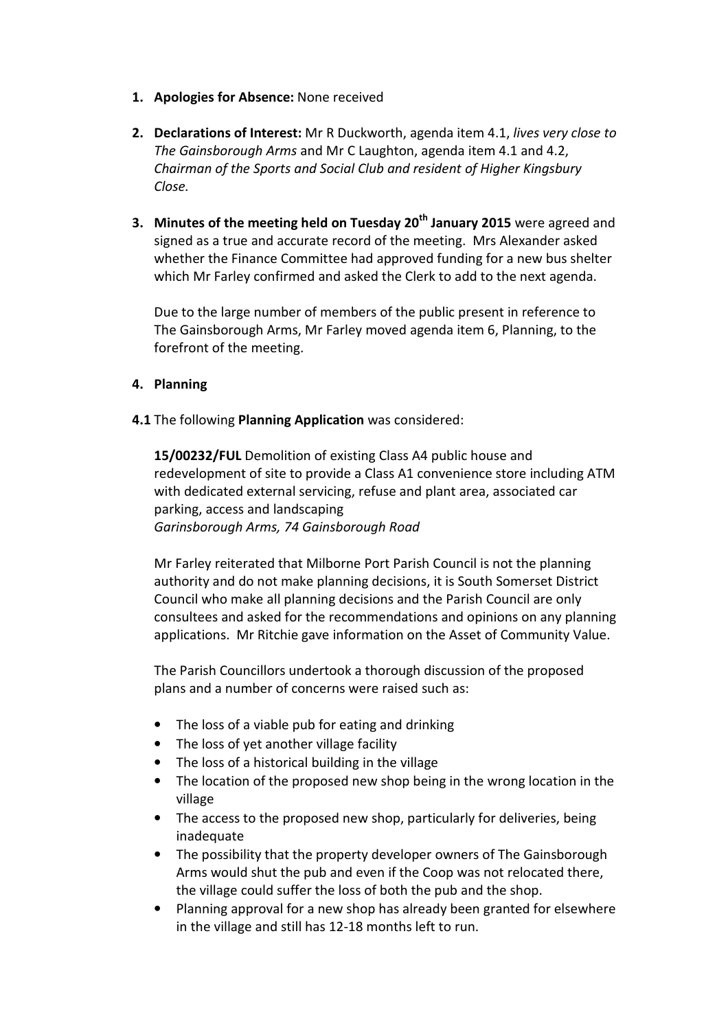1. **Apologies for Absence:** None received

2. **Declarations of Interest:** Mr R Duckworth, agenda item 4.1, *lives very close to The Gainsborough Arms* and Mr C Laughton, agenda item 4.1 and 4.2, *Chairman of the Sports and Social Club and resident of Higher Kingsbury Close.*

3. **Minutes of the meeting held on Tuesday 20th January 2015** were agreed and signed as a true and accurate record of the meeting. Mrs Alexander asked whether the Finance Committee had approved funding for a new bus shelter which Mr Farley confirmed and asked the Clerk to add to the next agenda.

   Due to the large number of members of the public present in reference to The Gainsborough Arms, Mr Farley moved agenda item 6, Planning, to the forefront of the meeting.

4. **Planning**

**4.1** The following **Planning Application** was considered:

**15/00232/FUL** Demolition of existing Class A4 public house and redevelopment of site to provide a Class A1 convenience store including ATM with dedicated external servicing, refuse and plant area, associated car parking, access and landscaping
*Garinsborough Arms, 74 Gainsborough Road*

Mr Farley reiterated that Milborne Port Parish Council is not the planning authority and do not make planning decisions, it is South Somerset District Council who make all planning decisions and the Parish Council are only consultees and asked for the recommendations and opinions on any planning applications. Mr Ritchie gave information on the Asset of Community Value.

The Parish Councillors undertook a thorough discussion of the proposed plans and a number of concerns were raised such as:

- The loss of a viable pub for eating and drinking
- The loss of yet another village facility
- The loss of a historical building in the village
- The location of the proposed new shop being in the wrong location in the village
- The access to the proposed new shop, particularly for deliveries, being inadequate
- The possibility that the property developer owners of The Gainsborough Arms would shut the pub and even if the Coop was not relocated there, the village could suffer the loss of both the pub and the shop.
- Planning approval for a new shop has already been granted for elsewhere in the village and still has 12-18 months left to run.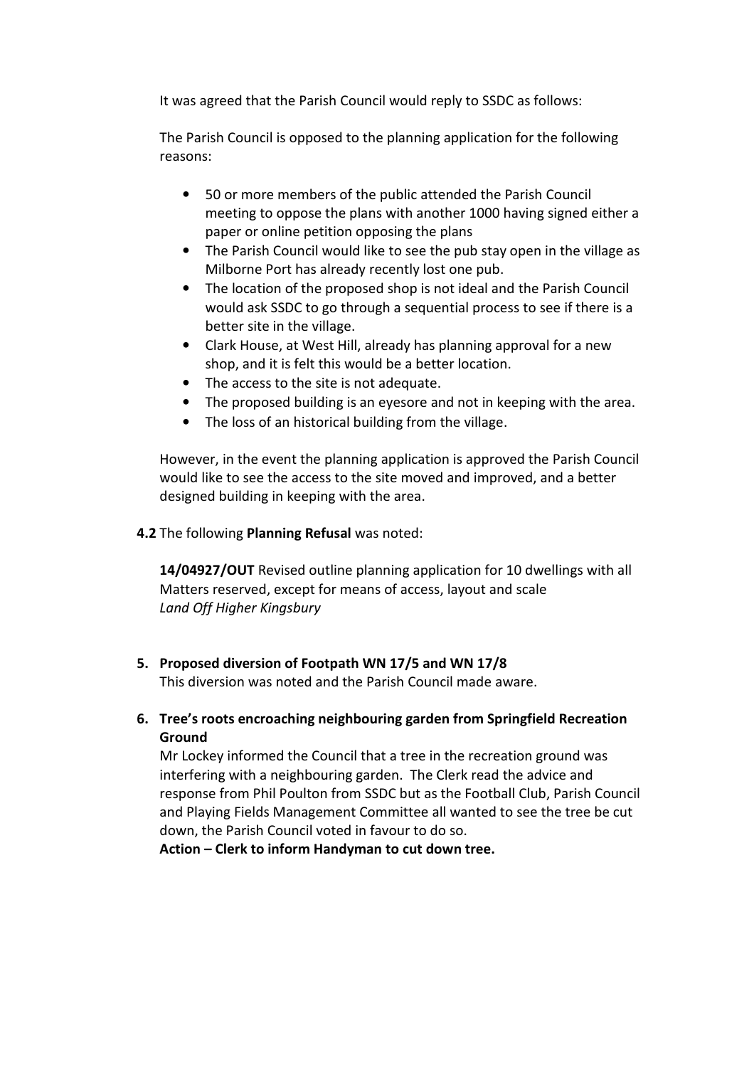It was agreed that the Parish Council would reply to SSDC as follows:

The Parish Council is opposed to the planning application for the following reasons:

- 50 or more members of the public attended the Parish Council meeting to oppose the plans with another 1000 having signed either a paper or online petition opposing the plans
- The Parish Council would like to see the pub stay open in the village as Milborne Port has already recently lost one pub.
- The location of the proposed shop is not ideal and the Parish Council would ask SSDC to go through a sequential process to see if there is a better site in the village.
- Clark House, at West Hill, already has planning approval for a new shop, and it is felt this would be a better location.
- The access to the site is not adequate.
- The proposed building is an eyesore and not in keeping with the area.
- The loss of an historical building from the village.

However, in the event the planning application is approved the Parish Council would like to see the access to the site moved and improved, and a better designed building in keeping with the area.

**4.2** The following **Planning Refusal** was noted:

**14/04927/OUT** Revised outline planning application for 10 dwellings with all Matters reserved, except for means of access, layout and scale
*Land Off Higher Kingsbury*

**5. Proposed diversion of Footpath WN 17/5 and WN 17/8**

This diversion was noted and the Parish Council made aware.

**6. Tree's roots encroaching neighbouring garden from Springfield Recreation Ground**

Mr Lockey informed the Council that a tree in the recreation ground was interfering with a neighbouring garden. The Clerk read the advice and response from Phil Poulton from SSDC but as the Football Club, Parish Council and Playing Fields Management Committee all wanted to see the tree be cut down, the Parish Council voted in favour to do so.

**Action – Clerk to inform Handyman to cut down tree.**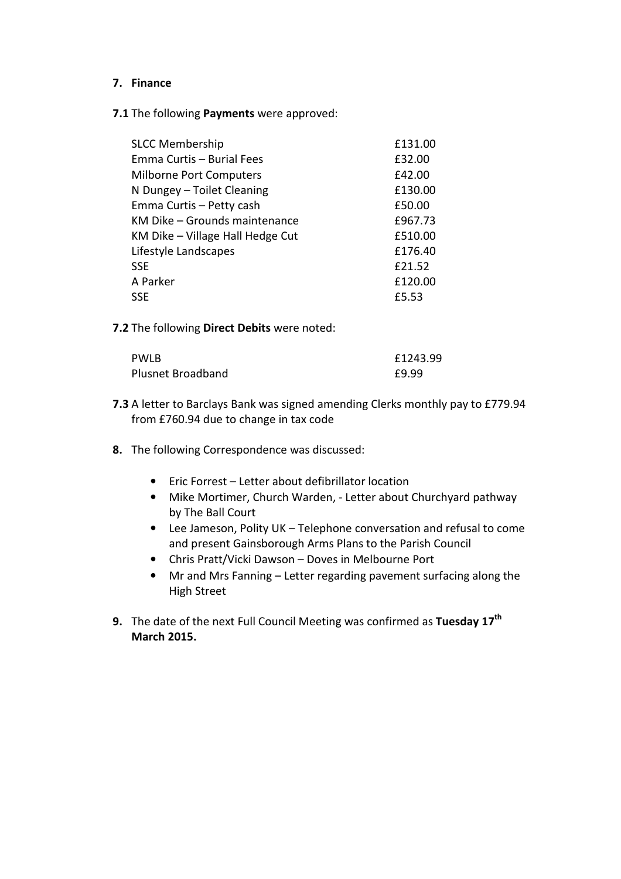**7. Finance**

**7.1** The following **Payments** were approved:

| | |
|---|---|
| SLCC Membership | £131.00 |
| Emma Curtis – Burial Fees | £32.00 |
| Milborne Port Computers | £42.00 |
| N Dungey – Toilet Cleaning | £130.00 |
| Emma Curtis – Petty cash | £50.00 |
| KM Dike – Grounds maintenance | £967.73 |
| KM Dike – Village Hall Hedge Cut | £510.00 |
| Lifestyle Landscapes | £176.40 |
| SSE | £21.52 |
| A Parker | £120.00 |
| SSE | £5.53 |

**7.2** The following **Direct Debits** were noted:

| | |
|---|---|
| PWLB | £1243.99 |
| Plusnet Broadband | £9.99 |

**7.3** A letter to Barclays Bank was signed amending Clerks monthly pay to £779.94 from £760.94 due to change in tax code

**8.** The following Correspondence was discussed:

- Eric Forrest – Letter about defibrillator location
- Mike Mortimer, Church Warden, - Letter about Churchyard pathway by The Ball Court
- Lee Jameson, Polity UK – Telephone conversation and refusal to come and present Gainsborough Arms Plans to the Parish Council
- Chris Pratt/Vicki Dawson – Doves in Melbourne Port
- Mr and Mrs Fanning – Letter regarding pavement surfacing along the High Street

**9.** The date of the next Full Council Meeting was confirmed as **Tuesday 17th March 2015.**